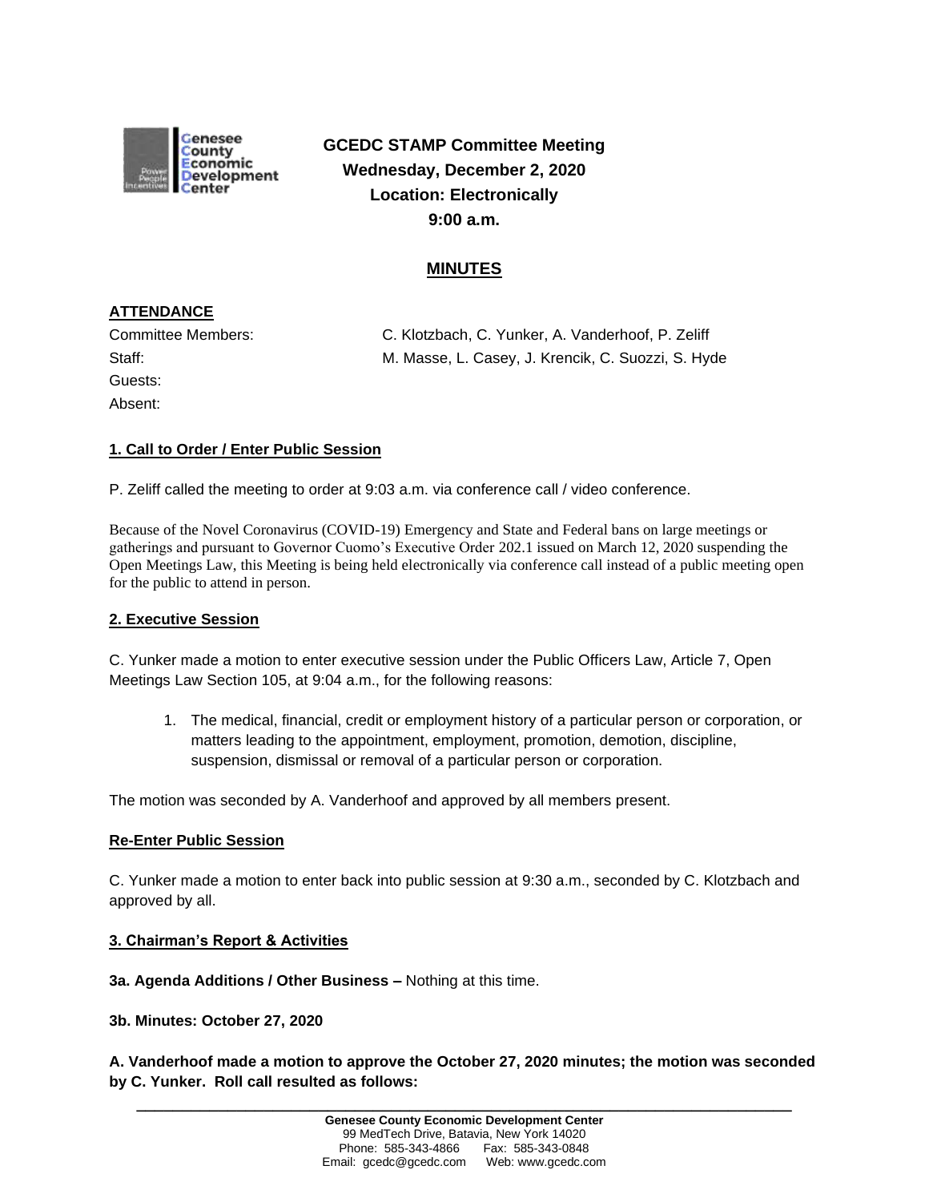**GCEDC STAMP Committee Meeting**
**Wednesday, December 2, 2020**
**Location: Electronically**
**9:00 a.m.**

## MINUTES

### ATTENDANCE

Committee Members: C. Klotzbach, C. Yunker, A. Vanderhoof, P. Zeliff
Staff: M. Masse, L. Casey, J. Krencik, C. Suozzi, S. Hyde
Guests:
Absent:

### 1. Call to Order / Enter Public Session

P. Zeliff called the meeting to order at 9:03 a.m. via conference call / video conference.

Because of the Novel Coronavirus (COVID-19) Emergency and State and Federal bans on large meetings or gatherings and pursuant to Governor Cuomo's Executive Order 202.1 issued on March 12, 2020 suspending the Open Meetings Law, this Meeting is being held electronically via conference call instead of a public meeting open for the public to attend in person.

### 2. Executive Session

C. Yunker made a motion to enter executive session under the Public Officers Law, Article 7, Open Meetings Law Section 105, at 9:04 a.m., for the following reasons:

1. The medical, financial, credit or employment history of a particular person or corporation, or matters leading to the appointment, employment, promotion, demotion, discipline, suspension, dismissal or removal of a particular person or corporation.

The motion was seconded by A. Vanderhoof and approved by all members present.

### Re-Enter Public Session

C. Yunker made a motion to enter back into public session at 9:30 a.m., seconded by C. Klotzbach and approved by all.

### 3. Chairman's Report & Activities

**3a. Agenda Additions / Other Business –** Nothing at this time.

**3b. Minutes: October 27, 2020**

**A. Vanderhoof made a motion to approve the October 27, 2020 minutes; the motion was seconded by C. Yunker. Roll call resulted as follows:**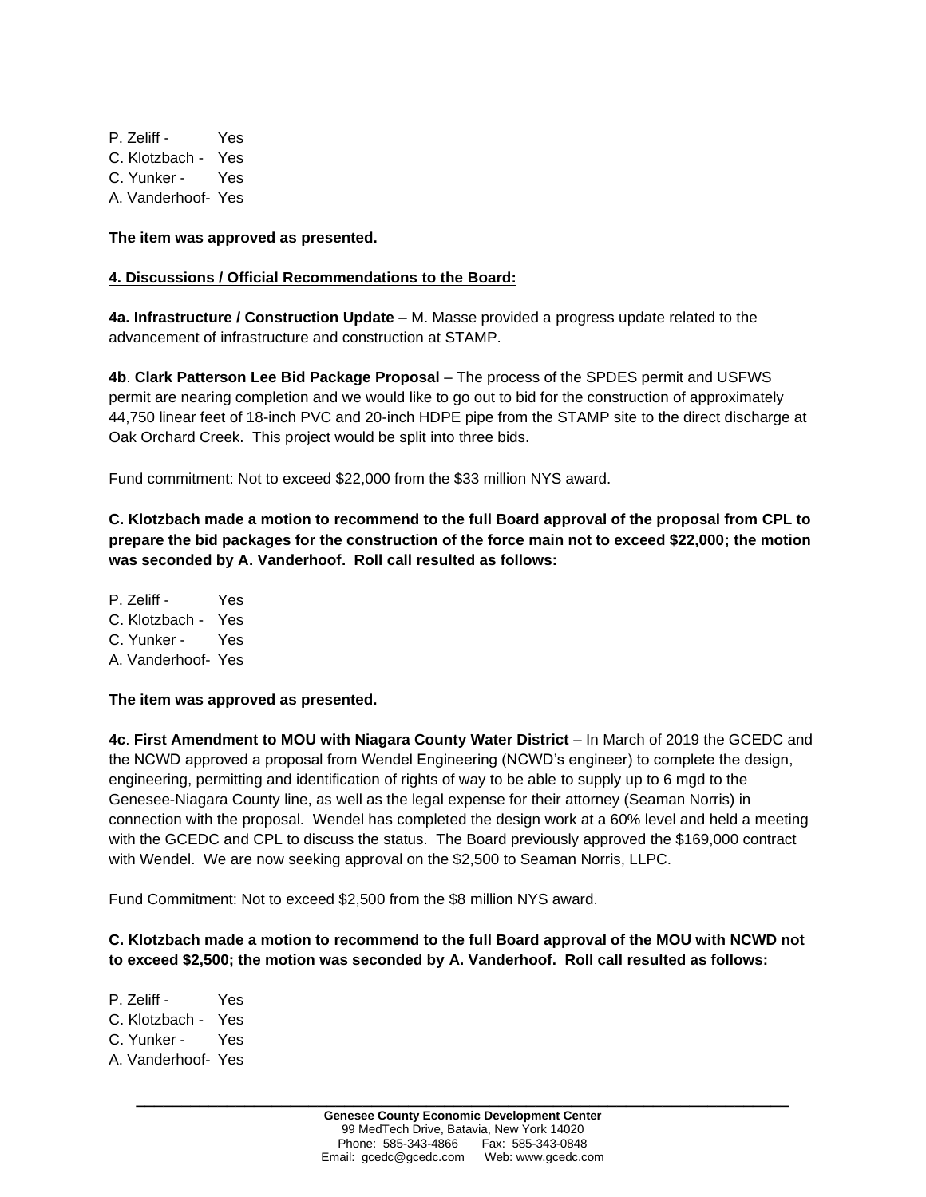P. Zeliff - Yes
C. Klotzbach - Yes
C. Yunker - Yes
A. Vanderhoof- Yes

**The item was approved as presented.**

**<u>4. Discussions / Official Recommendations to the Board:</u>**

**4a. Infrastructure / Construction Update** – M. Masse provided a progress update related to the advancement of infrastructure and construction at STAMP.

**4b**. **Clark Patterson Lee Bid Package Proposal** – The process of the SPDES permit and USFWS permit are nearing completion and we would like to go out to bid for the construction of approximately 44,750 linear feet of 18-inch PVC and 20-inch HDPE pipe from the STAMP site to the direct discharge at Oak Orchard Creek. This project would be split into three bids.

Fund commitment: Not to exceed $22,000 from the $33 million NYS award.

**C. Klotzbach made a motion to recommend to the full Board approval of the proposal from CPL to prepare the bid packages for the construction of the force main not to exceed $22,000; the motion was seconded by A. Vanderhoof. Roll call resulted as follows:**

P. Zeliff - Yes
C. Klotzbach - Yes
C. Yunker - Yes
A. Vanderhoof- Yes

**The item was approved as presented.**

**4c**. **First Amendment to MOU with Niagara County Water District** – In March of 2019 the GCEDC and the NCWD approved a proposal from Wendel Engineering (NCWD's engineer) to complete the design, engineering, permitting and identification of rights of way to be able to supply up to 6 mgd to the Genesee-Niagara County line, as well as the legal expense for their attorney (Seaman Norris) in connection with the proposal. Wendel has completed the design work at a 60% level and held a meeting with the GCEDC and CPL to discuss the status. The Board previously approved the $169,000 contract with Wendel. We are now seeking approval on the $2,500 to Seaman Norris, LLPC.

Fund Commitment: Not to exceed $2,500 from the $8 million NYS award.

**C. Klotzbach made a motion to recommend to the full Board approval of the MOU with NCWD not to exceed $2,500; the motion was seconded by A. Vanderhoof. Roll call resulted as follows:**

P. Zeliff - Yes
C. Klotzbach - Yes
C. Yunker - Yes
A. Vanderhoof- Yes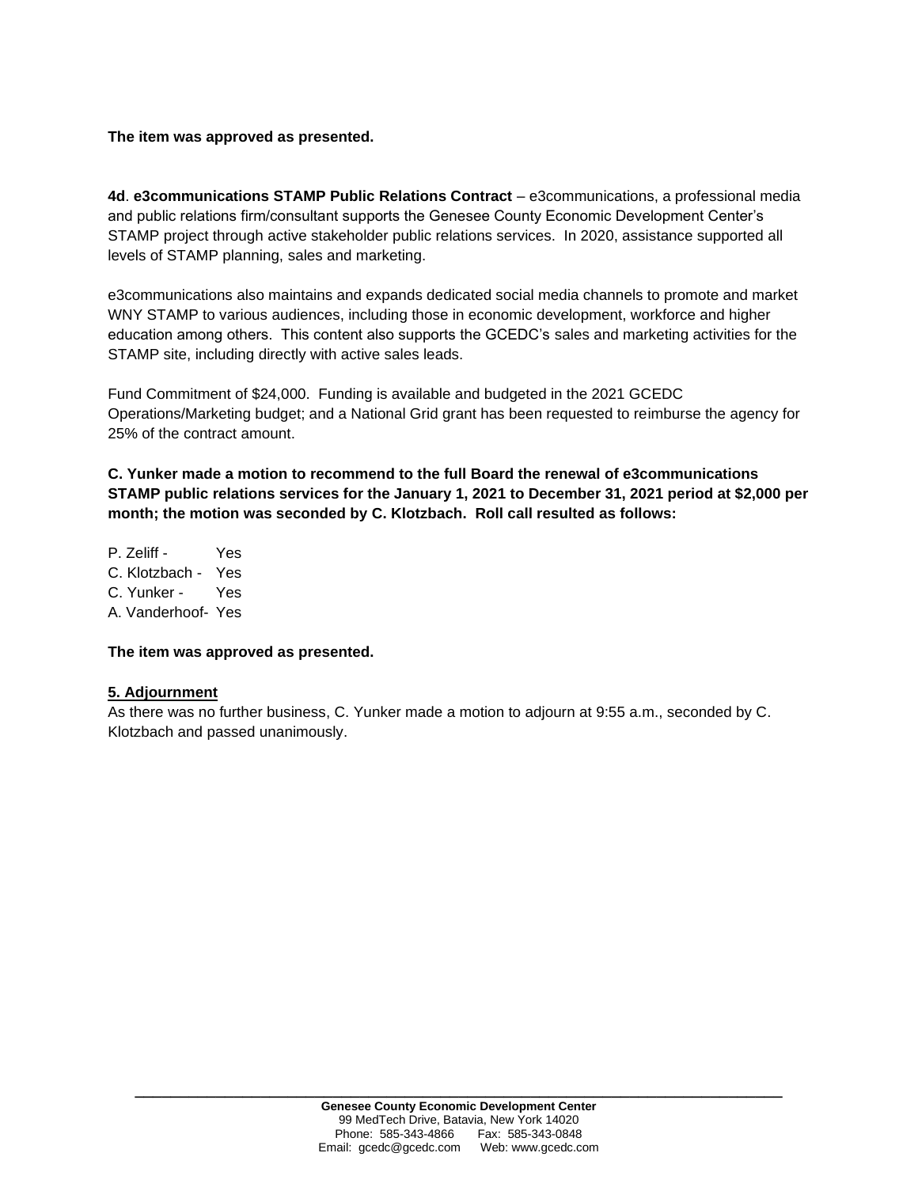**The item was approved as presented.**

**4d**. **e3communications STAMP Public Relations Contract** – e3communications, a professional media and public relations firm/consultant supports the Genesee County Economic Development Center's STAMP project through active stakeholder public relations services. In 2020, assistance supported all levels of STAMP planning, sales and marketing.

e3communications also maintains and expands dedicated social media channels to promote and market WNY STAMP to various audiences, including those in economic development, workforce and higher education among others. This content also supports the GCEDC's sales and marketing activities for the STAMP site, including directly with active sales leads.

Fund Commitment of $24,000. Funding is available and budgeted in the 2021 GCEDC Operations/Marketing budget; and a National Grid grant has been requested to reimburse the agency for 25% of the contract amount.

**C. Yunker made a motion to recommend to the full Board the renewal of e3communications STAMP public relations services for the January 1, 2021 to December 31, 2021 period at $2,000 per month; the motion was seconded by C. Klotzbach. Roll call resulted as follows:**

P. Zeliff - Yes
C. Klotzbach - Yes
C. Yunker - Yes
A. Vanderhoof- Yes

**The item was approved as presented.**

**5. Adjournment**

As there was no further business, C. Yunker made a motion to adjourn at 9:55 a.m., seconded by C. Klotzbach and passed unanimously.